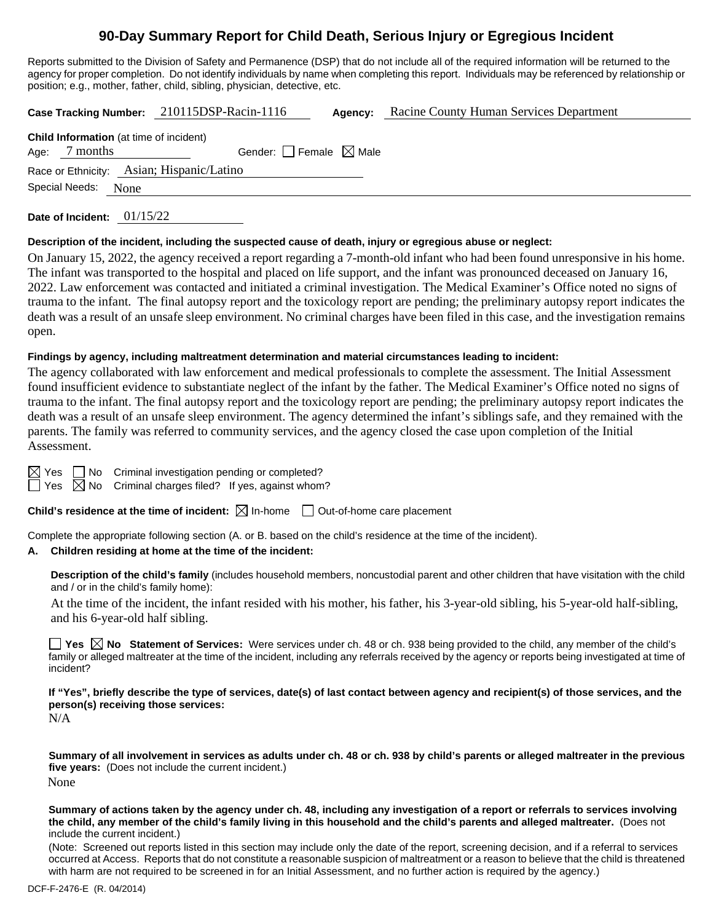# 90-Day Summary Report for Child Death, Serious Injury or Egregious Incident

Reports submitted to the Division of Safety and Permanence (DSP) that do not include all of the required information will be returned to the agency for proper completion. Do not identify individuals by name when completing this report. Individuals may be referenced by relationship or position; e.g., mother, father, child, sibling, physician, detective, etc.

**Case Tracking Number:** 210115DSP-Racin-1116 **Agency:** Racine County Human Services Department

**Child Information** (at time of incident)

Age: 7 months Gender: ☐ Female ☒ Male

Race or Ethnicity: Asian; Hispanic/Latino

Special Needs: None

**Date of Incident:** 01/15/22

**Description of the incident, including the suspected cause of death, injury or egregious abuse or neglect:**

On January 15, 2022, the agency received a report regarding a 7-month-old infant who had been found unresponsive in his home. The infant was transported to the hospital and placed on life support, and the infant was pronounced deceased on January 16, 2022. Law enforcement was contacted and initiated a criminal investigation. The Medical Examiner's Office noted no signs of trauma to the infant. The final autopsy report and the toxicology report are pending; the preliminary autopsy report indicates the death was a result of an unsafe sleep environment. No criminal charges have been filed in this case, and the investigation remains open.

**Findings by agency, including maltreatment determination and material circumstances leading to incident:**

The agency collaborated with law enforcement and medical professionals to complete the assessment. The Initial Assessment found insufficient evidence to substantiate neglect of the infant by the father. The Medical Examiner's Office noted no signs of trauma to the infant. The final autopsy report and the toxicology report are pending; the preliminary autopsy report indicates the death was a result of an unsafe sleep environment. The agency determined the infant's siblings safe, and they remained with the parents. The family was referred to community services, and the agency closed the case upon completion of the Initial Assessment.

☒ Yes ☐ No Criminal investigation pending or completed?

☐ Yes ☒ No Criminal charges filed? If yes, against whom?

**Child's residence at the time of incident:** ☒ In-home ☐ Out-of-home care placement

Complete the appropriate following section (A. or B. based on the child's residence at the time of the incident).

**A. Children residing at home at the time of the incident:**

**Description of the child's family** (includes household members, noncustodial parent and other children that have visitation with the child and / or in the child's family home):

At the time of the incident, the infant resided with his mother, his father, his 3-year-old sibling, his 5-year-old half-sibling, and his 6-year-old half sibling.

☐ **Yes** ☒ **No Statement of Services:** Were services under ch. 48 or ch. 938 being provided to the child, any member of the child's family or alleged maltreater at the time of the incident, including any referrals received by the agency or reports being investigated at time of incident?

**If "Yes", briefly describe the type of services, date(s) of last contact between agency and recipient(s) of those services, and the person(s) receiving those services:**

N/A

**Summary of all involvement in services as adults under ch. 48 or ch. 938 by child's parents or alleged maltreater in the previous five years:** (Does not include the current incident.)

None

**Summary of actions taken by the agency under ch. 48, including any investigation of a report or referrals to services involving the child, any member of the child's family living in this household and the child's parents and alleged maltreater.** (Does not include the current incident.)

(Note: Screened out reports listed in this section may include only the date of the report, screening decision, and if a referral to services occurred at Access. Reports that do not constitute a reasonable suspicion of maltreatment or a reason to believe that the child is threatened with harm are not required to be screened in for an Initial Assessment, and no further action is required by the agency.)

DCF-F-2476-E (R. 04/2014)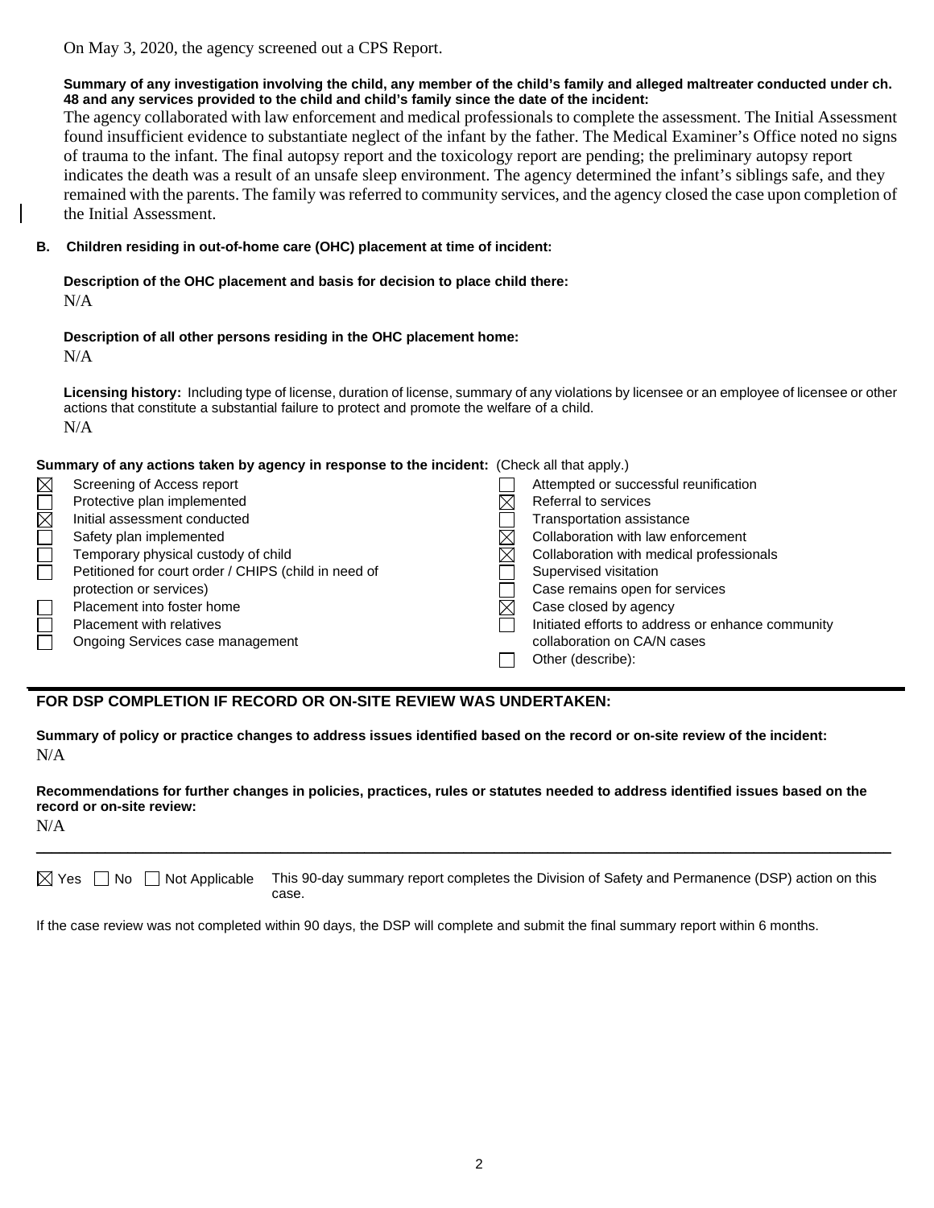On May 3, 2020, the agency screened out a CPS Report.

**Summary of any investigation involving the child, any member of the child's family and alleged maltreater conducted under ch. 48 and any services provided to the child and child's family since the date of the incident:**

The agency collaborated with law enforcement and medical professionals to complete the assessment. The Initial Assessment found insufficient evidence to substantiate neglect of the infant by the father. The Medical Examiner's Office noted no signs of trauma to the infant. The final autopsy report and the toxicology report are pending; the preliminary autopsy report indicates the death was a result of an unsafe sleep environment. The agency determined the infant's siblings safe, and they remained with the parents. The family was referred to community services, and the agency closed the case upon completion of the Initial Assessment.

**B. Children residing in out-of-home care (OHC) placement at time of incident:**

**Description of the OHC placement and basis for decision to place child there:**

N/A

**Description of all other persons residing in the OHC placement home:**

N/A

**Licensing history:** Including type of license, duration of license, summary of any violations by licensee or an employee of licensee or other actions that constitute a substantial failure to protect and promote the welfare of a child.

N/A

**Summary of any actions taken by agency in response to the incident:** (Check all that apply.)

- ☒ Screening of Access report
- ☐ Protective plan implemented
- ☒ Initial assessment conducted
- ☐ Safety plan implemented
- ☐ Temporary physical custody of child
- ☐ Petitioned for court order / CHIPS (child in need of protection or services)
- ☐ Placement into foster home
- ☐ Placement with relatives
- ☐ Ongoing Services case management
- ☐ Attempted or successful reunification
- ☒ Referral to services
- ☐ Transportation assistance
- ☒ Collaboration with law enforcement
- ☒ Collaboration with medical professionals
- ☐ Supervised visitation
- ☐ Case remains open for services
- ☒ Case closed by agency
- ☐ Initiated efforts to address or enhance community collaboration on CA/N cases
- ☐ Other (describe):

## FOR DSP COMPLETION IF RECORD OR ON-SITE REVIEW WAS UNDERTAKEN:

**Summary of policy or practice changes to address issues identified based on the record or on-site review of the incident:**

N/A

**Recommendations for further changes in policies, practices, rules or statutes needed to address identified issues based on the record or on-site review:**

N/A

☒ Yes ☐ No ☐ Not Applicable This 90-day summary report completes the Division of Safety and Permanence (DSP) action on this case.

If the case review was not completed within 90 days, the DSP will complete and submit the final summary report within 6 months.